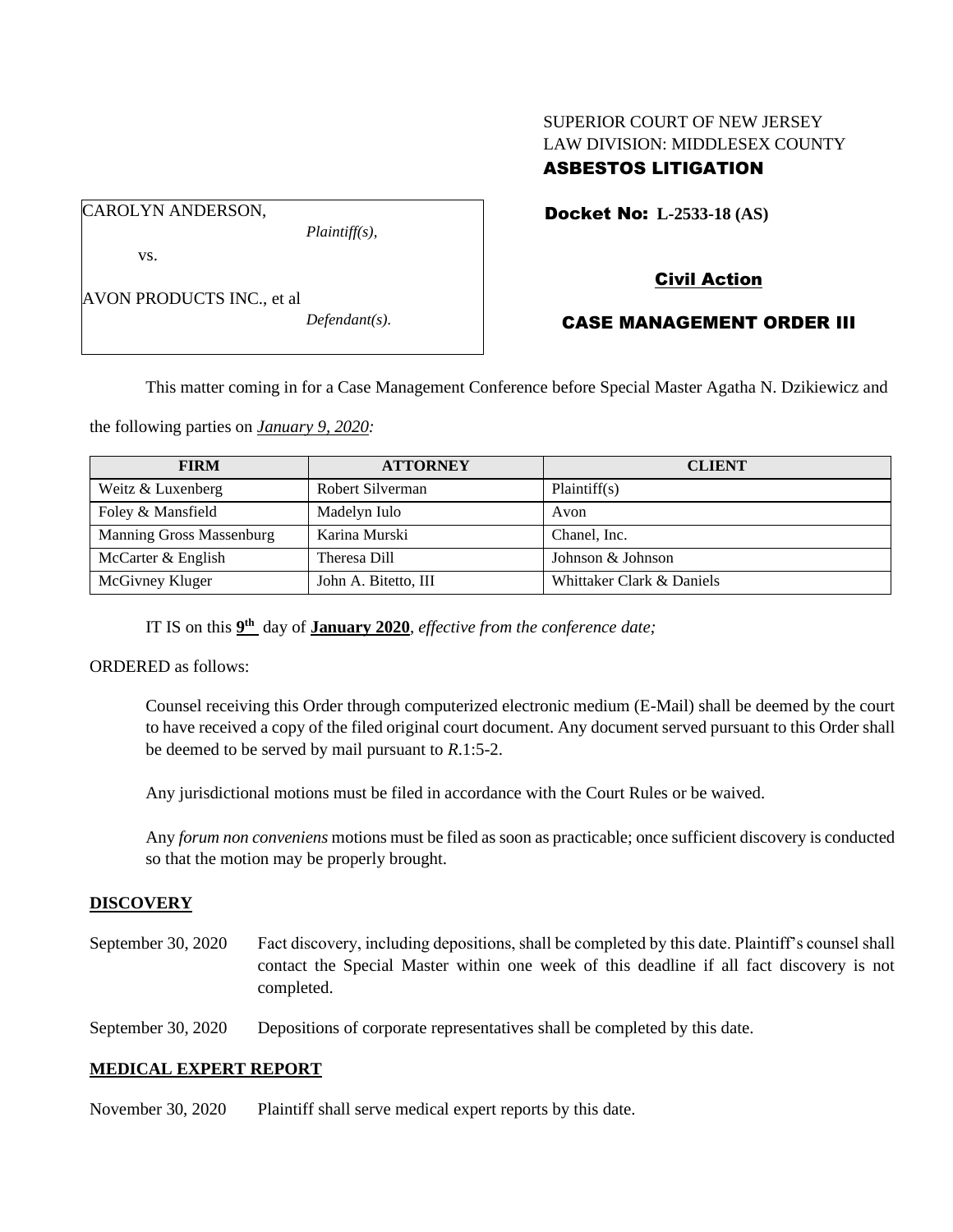SUPERIOR COURT OF NEW JERSEY
LAW DIVISION: MIDDLESEX COUNTY
**ASBESTOS LITIGATION**

CAROLYN ANDERSON,
*Plaintiff(s),*

vs.

AVON PRODUCTS INC., et al
*Defendant(s).*

**Docket No: L-2533-18 (AS)**

**Civil Action**

**CASE MANAGEMENT ORDER III**

This matter coming in for a Case Management Conference before Special Master Agatha N. Dzikiewicz and the following parties on *January 9, 2020:*

| FIRM | ATTORNEY | CLIENT |
|---|---|---|
| Weitz & Luxenberg | Robert Silverman | Plaintiff(s) |
| Foley & Mansfield | Madelyn Iulo | Avon |
| Manning Gross Massenburg | Karina Murski | Chanel, Inc. |
| McCarter & English | Theresa Dill | Johnson & Johnson |
| McGivney Kluger | John A. Bitetto, III | Whittaker Clark & Daniels |

IT IS on this **9th** day of **January 2020**, *effective from the conference date;*

ORDERED as follows:

Counsel receiving this Order through computerized electronic medium (E-Mail) shall be deemed by the court to have received a copy of the filed original court document. Any document served pursuant to this Order shall be deemed to be served by mail pursuant to *R*.1:5-2.

Any jurisdictional motions must be filed in accordance with the Court Rules or be waived.

Any *forum non conveniens* motions must be filed as soon as practicable; once sufficient discovery is conducted so that the motion may be properly brought.

## DISCOVERY

September 30, 2020 — Fact discovery, including depositions, shall be completed by this date. Plaintiff's counsel shall contact the Special Master within one week of this deadline if all fact discovery is not completed.

September 30, 2020 — Depositions of corporate representatives shall be completed by this date.

## MEDICAL EXPERT REPORT

November 30, 2020 — Plaintiff shall serve medical expert reports by this date.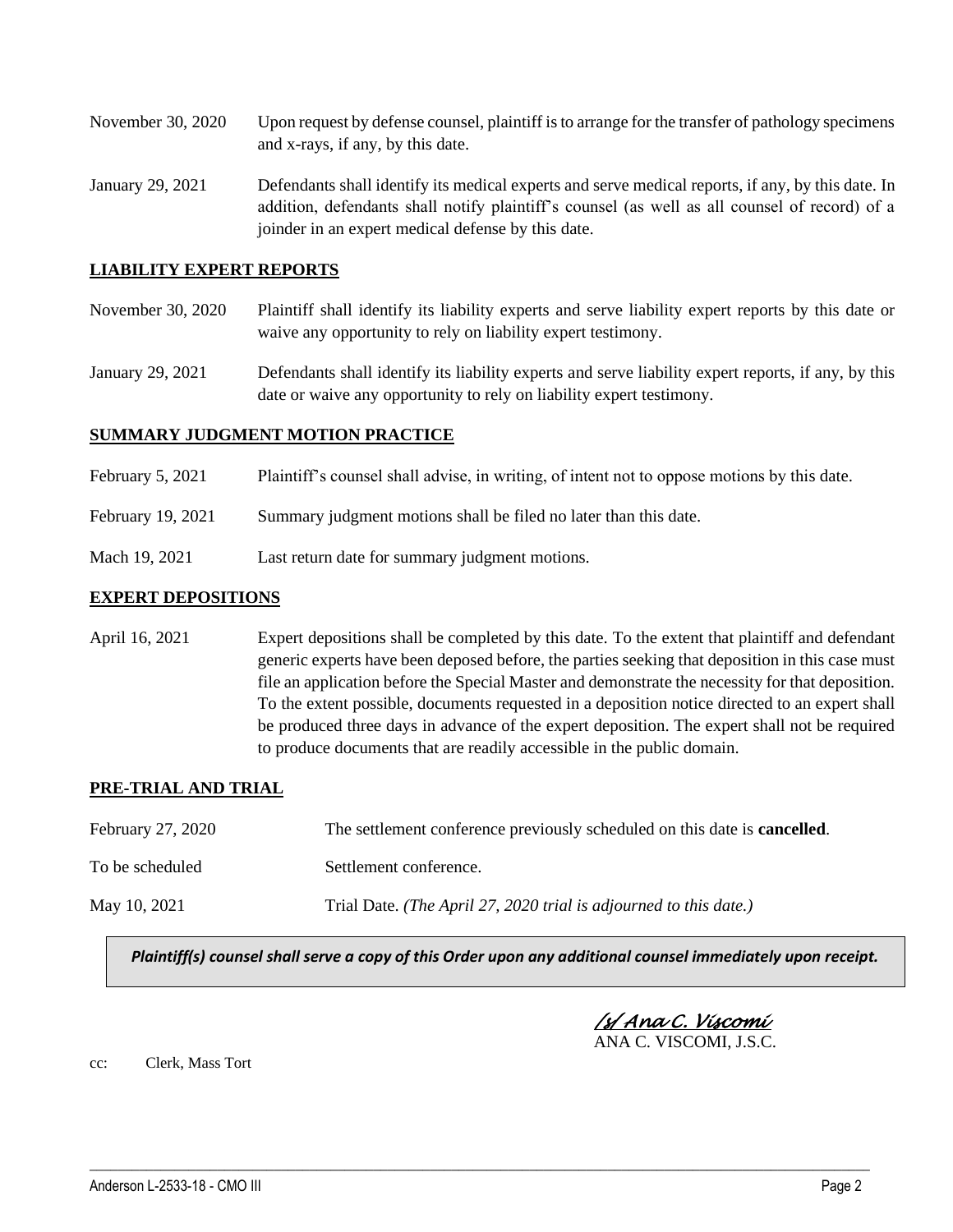| | |
|---|---|
| November 30, 2020 | Upon request by defense counsel, plaintiff is to arrange for the transfer of pathology specimens and x-rays, if any, by this date. |
| January 29, 2021 | Defendants shall identify its medical experts and serve medical reports, if any, by this date. In addition, defendants shall notify plaintiff's counsel (as well as all counsel of record) of a joinder in an expert medical defense by this date. |

## LIABILITY EXPERT REPORTS

| | |
|---|---|
| November 30, 2020 | Plaintiff shall identify its liability experts and serve liability expert reports by this date or waive any opportunity to rely on liability expert testimony. |
| January 29, 2021 | Defendants shall identify its liability experts and serve liability expert reports, if any, by this date or waive any opportunity to rely on liability expert testimony. |

## SUMMARY JUDGMENT MOTION PRACTICE

| | |
|---|---|
| February 5, 2021 | Plaintiff's counsel shall advise, in writing, of intent not to oppose motions by this date. |
| February 19, 2021 | Summary judgment motions shall be filed no later than this date. |
| Mach 19, 2021 | Last return date for summary judgment motions. |

## EXPERT DEPOSITIONS

| | |
|---|---|
| April 16, 2021 | Expert depositions shall be completed by this date. To the extent that plaintiff and defendant generic experts have been deposed before, the parties seeking that deposition in this case must file an application before the Special Master and demonstrate the necessity for that deposition. To the extent possible, documents requested in a deposition notice directed to an expert shall be produced three days in advance of the expert deposition. The expert shall not be required to produce documents that are readily accessible in the public domain. |

## PRE-TRIAL AND TRIAL

| | |
|---|---|
| February 27, 2020 | The settlement conference previously scheduled on this date is **cancelled**. |
| To be scheduled | Settlement conference. |
| May 10, 2021 | Trial Date. *(The April 27, 2020 trial is adjourned to this date.)* |

***Plaintiff(s) counsel shall serve a copy of this Order upon any additional counsel immediately upon receipt.***

*/s/ Ana C. Viscomi*
ANA C. VISCOMI, J.S.C.

cc: Clerk, Mass Tort

Anderson L-2533-18 - CMO III